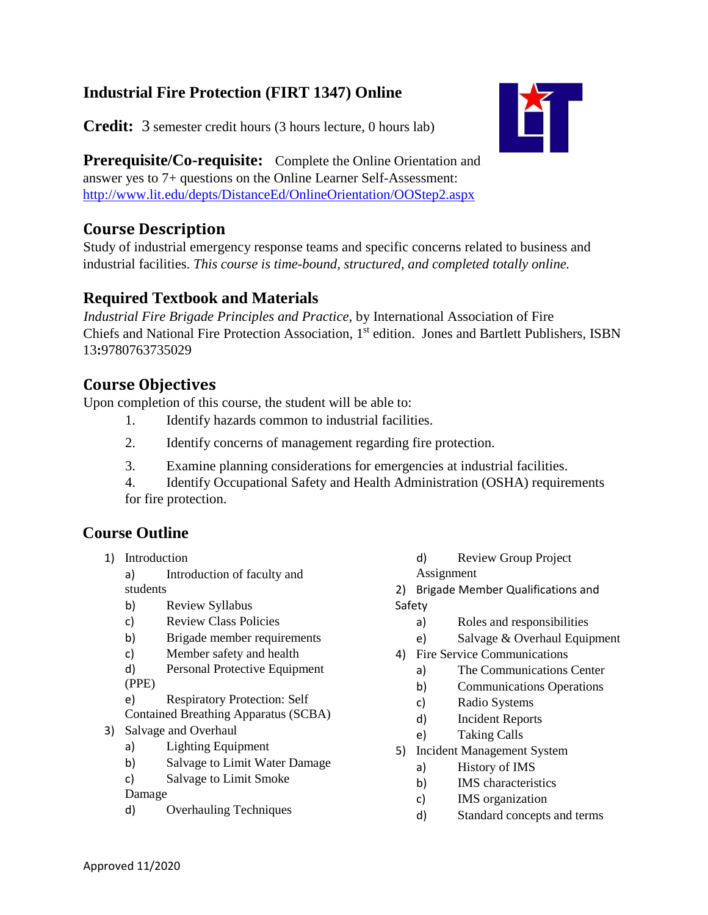# Industrial Fire Protection (FIRT 1347) Online

**Credit:** 3 semester credit hours (3 hours lecture, 0 hours lab)

**Prerequisite/Co-requisite:** Complete the Online Orientation and answer yes to 7+ questions on the Online Learner Self-Assessment: http://www.lit.edu/depts/DistanceEd/OnlineOrientation/OOStep2.aspx

## Course Description

Study of industrial emergency response teams and specific concerns related to business and industrial facilities. *This course is time-bound, structured, and completed totally online.*

## Required Textbook and Materials

*Industrial Fire Brigade Principles and Practice,* by International Association of Fire Chiefs and National Fire Protection Association, 1st edition. Jones and Bartlett Publishers, ISBN 13**:**9780763735029

## Course Objectives

Upon completion of this course, the student will be able to:

1. Identify hazards common to industrial facilities.
2. Identify concerns of management regarding fire protection.
3. Examine planning considerations for emergencies at industrial facilities.
4. Identify Occupational Safety and Health Administration (OSHA) requirements for fire protection.

## Course Outline

1) Introduction
   a) Introduction of faculty and students
   b) Review Syllabus
   c) Review Class Policies
   d) Review Group Project Assignment
2) Brigade Member Qualifications and Safety
   a) Roles and responsibilities
   b) Brigade member requirements
   c) Member safety and health
   d) Personal Protective Equipment (PPE)
   e) Respiratory Protection: Self Contained Breathing Apparatus (SCBA)
3) Salvage and Overhaul
   a) Lighting Equipment
   b) Salvage to Limit Water Damage
   c) Salvage to Limit Smoke Damage
   d) Overhauling Techniques
   e) Salvage & Overhaul Equipment
4) Fire Service Communications
   a) The Communications Center
   b) Communications Operations
   c) Radio Systems
   d) Incident Reports
   e) Taking Calls
5) Incident Management System
   a) History of IMS
   b) IMS characteristics
   c) IMS organization
   d) Standard concepts and terms

Approved 11/2020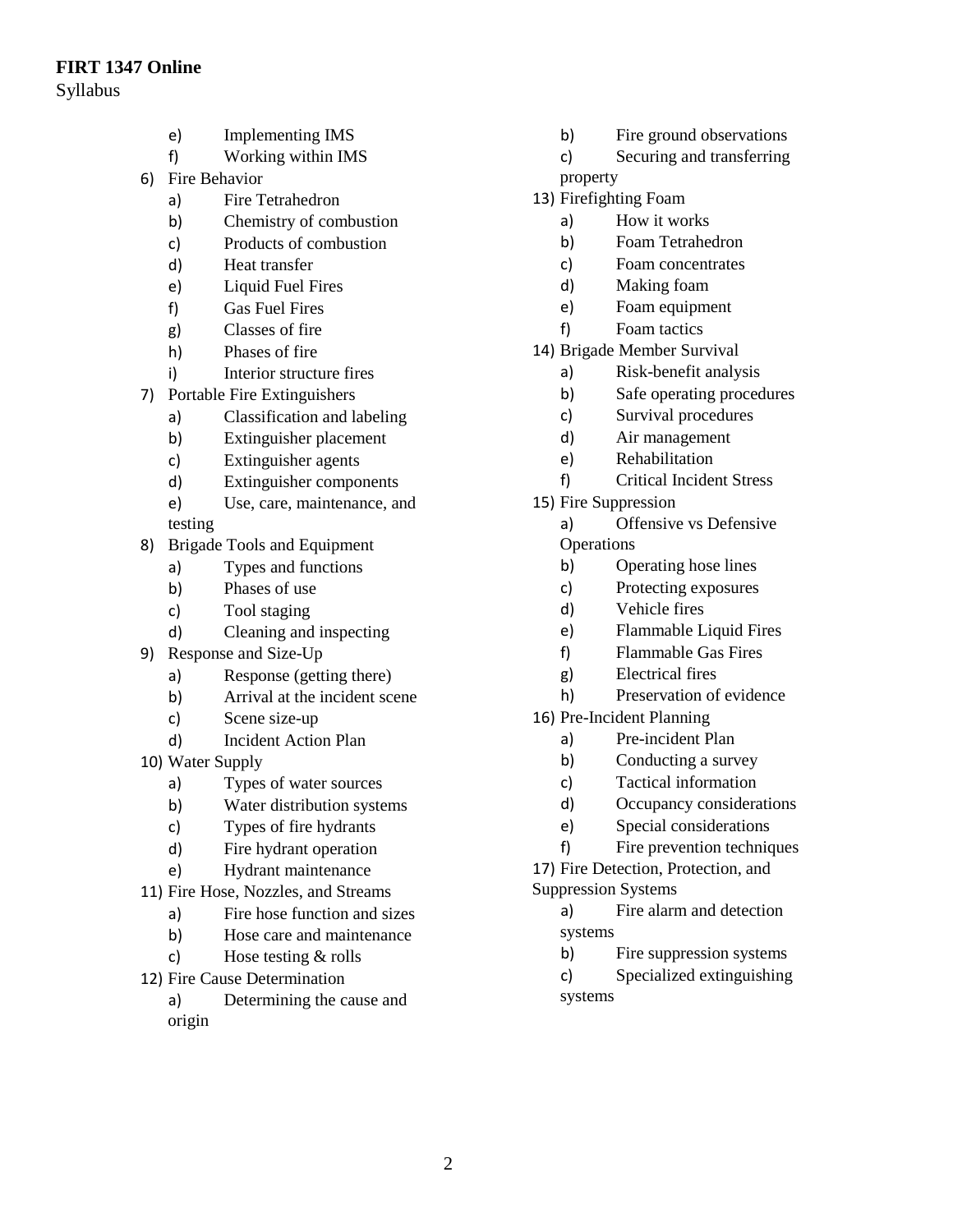**FIRT 1347 Online**
Syllabus

- e) Implementing IMS
- f) Working within IMS

6) Fire Behavior
    - a) Fire Tetrahedron
    - b) Chemistry of combustion
    - c) Products of combustion
    - d) Heat transfer
    - e) Liquid Fuel Fires
    - f) Gas Fuel Fires
    - g) Classes of fire
    - h) Phases of fire
    - i) Interior structure fires
7) Portable Fire Extinguishers
    - a) Classification and labeling
    - b) Extinguisher placement
    - c) Extinguisher agents
    - d) Extinguisher components
    - e) Use, care, maintenance, and testing
8) Brigade Tools and Equipment
    - a) Types and functions
    - b) Phases of use
    - c) Tool staging
    - d) Cleaning and inspecting
9) Response and Size-Up
    - a) Response (getting there)
    - b) Arrival at the incident scene
    - c) Scene size-up
    - d) Incident Action Plan
10) Water Supply
    - a) Types of water sources
    - b) Water distribution systems
    - c) Types of fire hydrants
    - d) Fire hydrant operation
    - e) Hydrant maintenance
11) Fire Hose, Nozzles, and Streams
    - a) Fire hose function and sizes
    - b) Hose care and maintenance
    - c) Hose testing & rolls
12) Fire Cause Determination
    - a) Determining the cause and origin
    - b) Fire ground observations
    - c) Securing and transferring property
13) Firefighting Foam
    - a) How it works
    - b) Foam Tetrahedron
    - c) Foam concentrates
    - d) Making foam
    - e) Foam equipment
    - f) Foam tactics
14) Brigade Member Survival
    - a) Risk-benefit analysis
    - b) Safe operating procedures
    - c) Survival procedures
    - d) Air management
    - e) Rehabilitation
    - f) Critical Incident Stress
15) Fire Suppression
    - a) Offensive vs Defensive Operations
    - b) Operating hose lines
    - c) Protecting exposures
    - d) Vehicle fires
    - e) Flammable Liquid Fires
    - f) Flammable Gas Fires
    - g) Electrical fires
    - h) Preservation of evidence
16) Pre-Incident Planning
    - a) Pre-incident Plan
    - b) Conducting a survey
    - c) Tactical information
    - d) Occupancy considerations
    - e) Special considerations
    - f) Fire prevention techniques
17) Fire Detection, Protection, and Suppression Systems
    - a) Fire alarm and detection systems
    - b) Fire suppression systems
    - c) Specialized extinguishing systems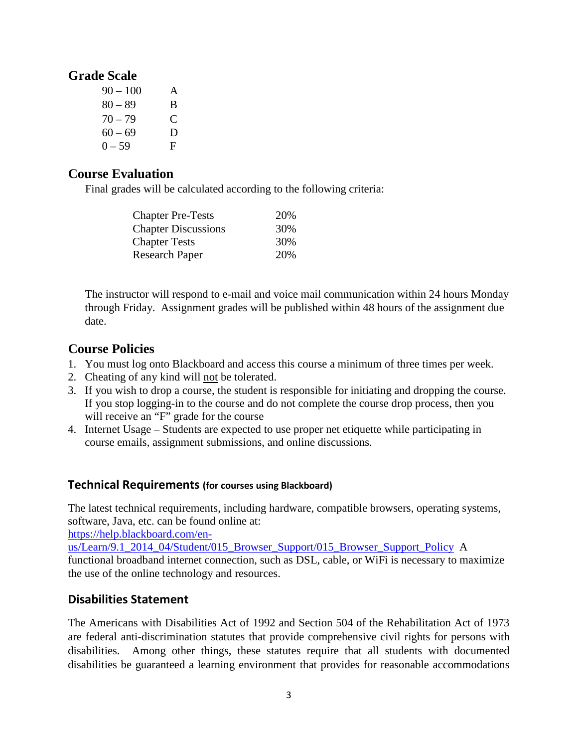## Grade Scale

| | |
|---|---|
| 90 – 100 | A |
| 80 – 89 | B |
| 70 – 79 | C |
| 60 – 69 | D |
| 0 – 59 | F |

## Course Evaluation

Final grades will be calculated according to the following criteria:

| | |
|---|---|
| Chapter Pre-Tests | 20% |
| Chapter Discussions | 30% |
| Chapter Tests | 30% |
| Research Paper | 20% |

The instructor will respond to e-mail and voice mail communication within 24 hours Monday through Friday. Assignment grades will be published within 48 hours of the assignment due date.

## Course Policies

1. You must log onto Blackboard and access this course a minimum of three times per week.
2. Cheating of any kind will <u>not</u> be tolerated.
3. If you wish to drop a course, the student is responsible for initiating and dropping the course. If you stop logging-in to the course and do not complete the course drop process, then you will receive an "F" grade for the course
4. Internet Usage – Students are expected to use proper net etiquette while participating in course emails, assignment submissions, and online discussions.

## Technical Requirements (for courses using Blackboard)

The latest technical requirements, including hardware, compatible browsers, operating systems, software, Java, etc. can be found online at: https://help.blackboard.com/en-us/Learn/9.1_2014_04/Student/015_Browser_Support/015_Browser_Support_Policy A functional broadband internet connection, such as DSL, cable, or WiFi is necessary to maximize the use of the online technology and resources.

## Disabilities Statement

The Americans with Disabilities Act of 1992 and Section 504 of the Rehabilitation Act of 1973 are federal anti-discrimination statutes that provide comprehensive civil rights for persons with disabilities. Among other things, these statutes require that all students with documented disabilities be guaranteed a learning environment that provides for reasonable accommodations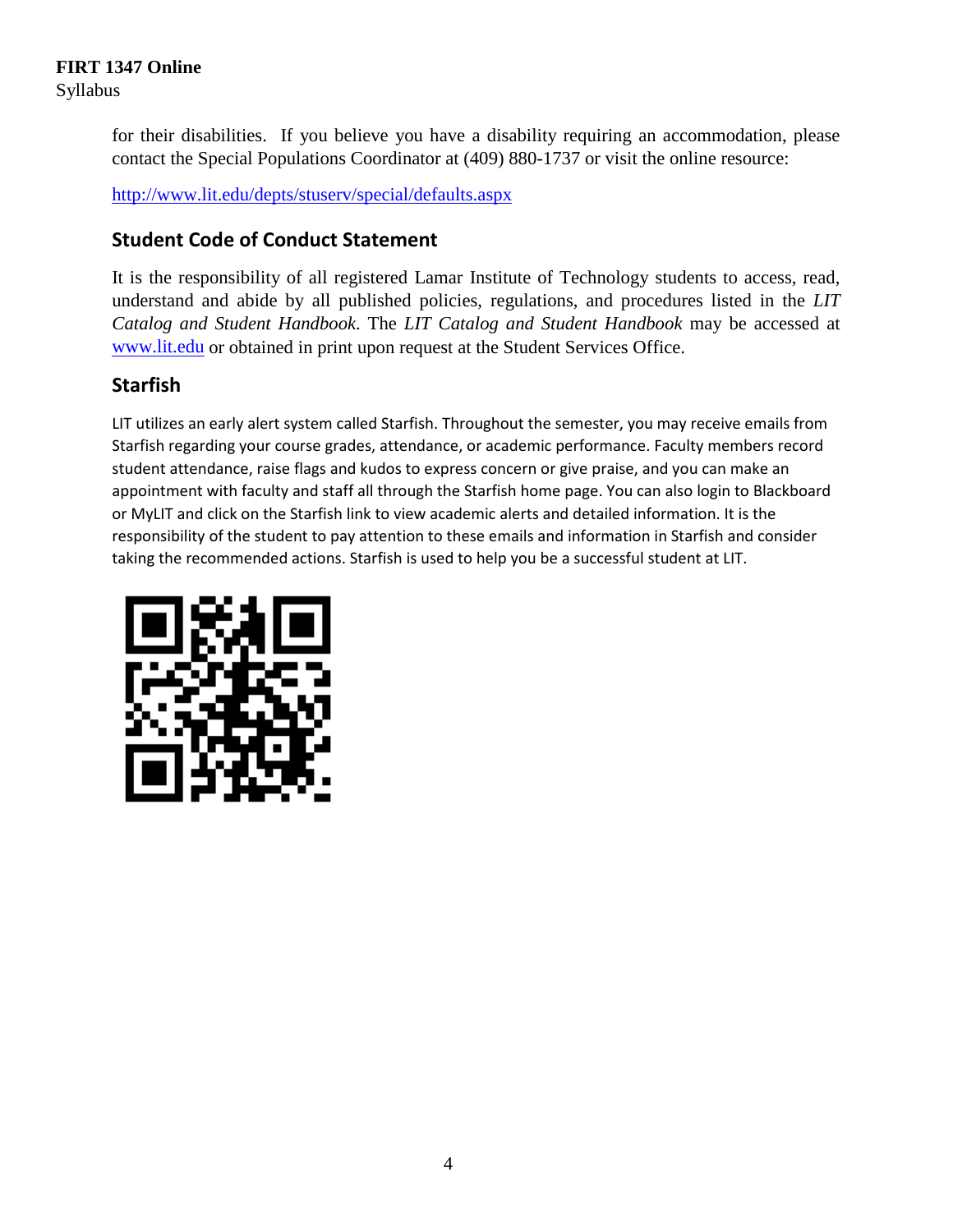for their disabilities. If you believe you have a disability requiring an accommodation, please contact the Special Populations Coordinator at (409) 880-1737 or visit the online resource:

http://www.lit.edu/depts/stuserv/special/defaults.aspx

## Student Code of Conduct Statement

It is the responsibility of all registered Lamar Institute of Technology students to access, read, understand and abide by all published policies, regulations, and procedures listed in the *LIT Catalog and Student Handbook*. The *LIT Catalog and Student Handbook* may be accessed at www.lit.edu or obtained in print upon request at the Student Services Office.

## Starfish

LIT utilizes an early alert system called Starfish. Throughout the semester, you may receive emails from Starfish regarding your course grades, attendance, or academic performance. Faculty members record student attendance, raise flags and kudos to express concern or give praise, and you can make an appointment with faculty and staff all through the Starfish home page. You can also login to Blackboard or MyLIT and click on the Starfish link to view academic alerts and detailed information. It is the responsibility of the student to pay attention to these emails and information in Starfish and consider taking the recommended actions. Starfish is used to help you be a successful student at LIT.